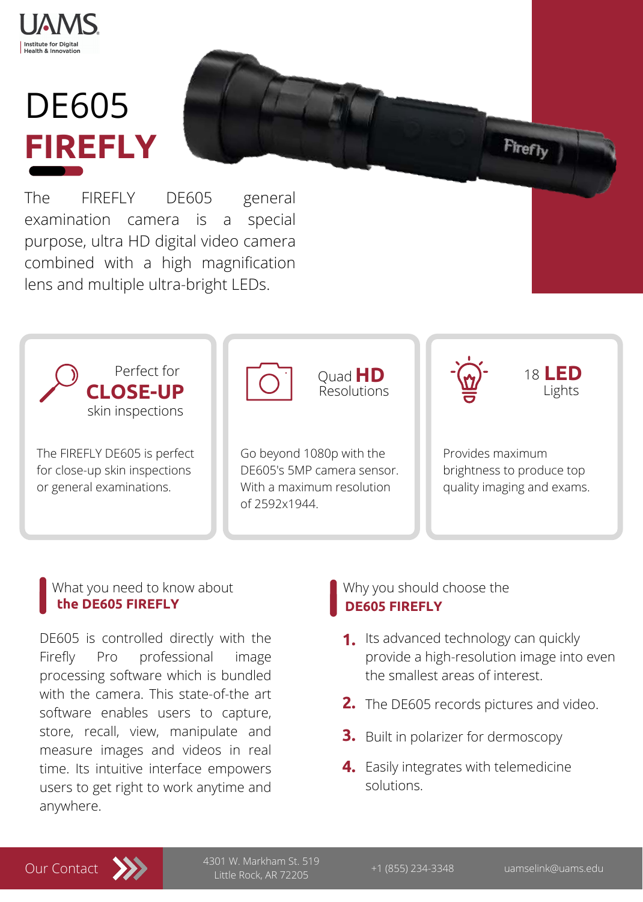UAMS

Institute for Digital Health & Innovation

# DE605 **FIREFLY**

The FIREFLY DE605 general examination camera is a special purpose, ultra HD digital video camera combined with a high magnification lens and multiple ultra-bright LEDs.

### Perfect for **CLOSE-UP** skin inspections

The FIREFLY DE605 is perfect for close-up skin inspections or general examinations.

### Quad **HD** Resolutions

Go beyond 1080p with the DE605's 5MP camera sensor. With a maximum resolution of 2592x1944.

### 18 **LED** Lights

Provides maximum brightness to produce top quality imaging and exams.

## What you need to know about **the DE605 FIREFLY**

DE605 is controlled directly with the Firefly Pro professional image processing software which is bundled with the camera. This state-of-the art software enables users to capture, store, recall, view, manipulate and measure images and videos in real time. Its intuitive interface empowers users to get right to work anytime and anywhere.

## Why you should choose the **DE605 FIREFLY**

1. Its advanced technology can quickly provide a high-resolution image into even the smallest areas of interest.
2. The DE605 records pictures and video.
3. Built in polarizer for dermoscopy
4. Easily integrates with telemedicine solutions.

Our Contact

4301 W. Markham St. 519
Little Rock, AR 72205

+1 (855) 234-3348

uamselink@uams.edu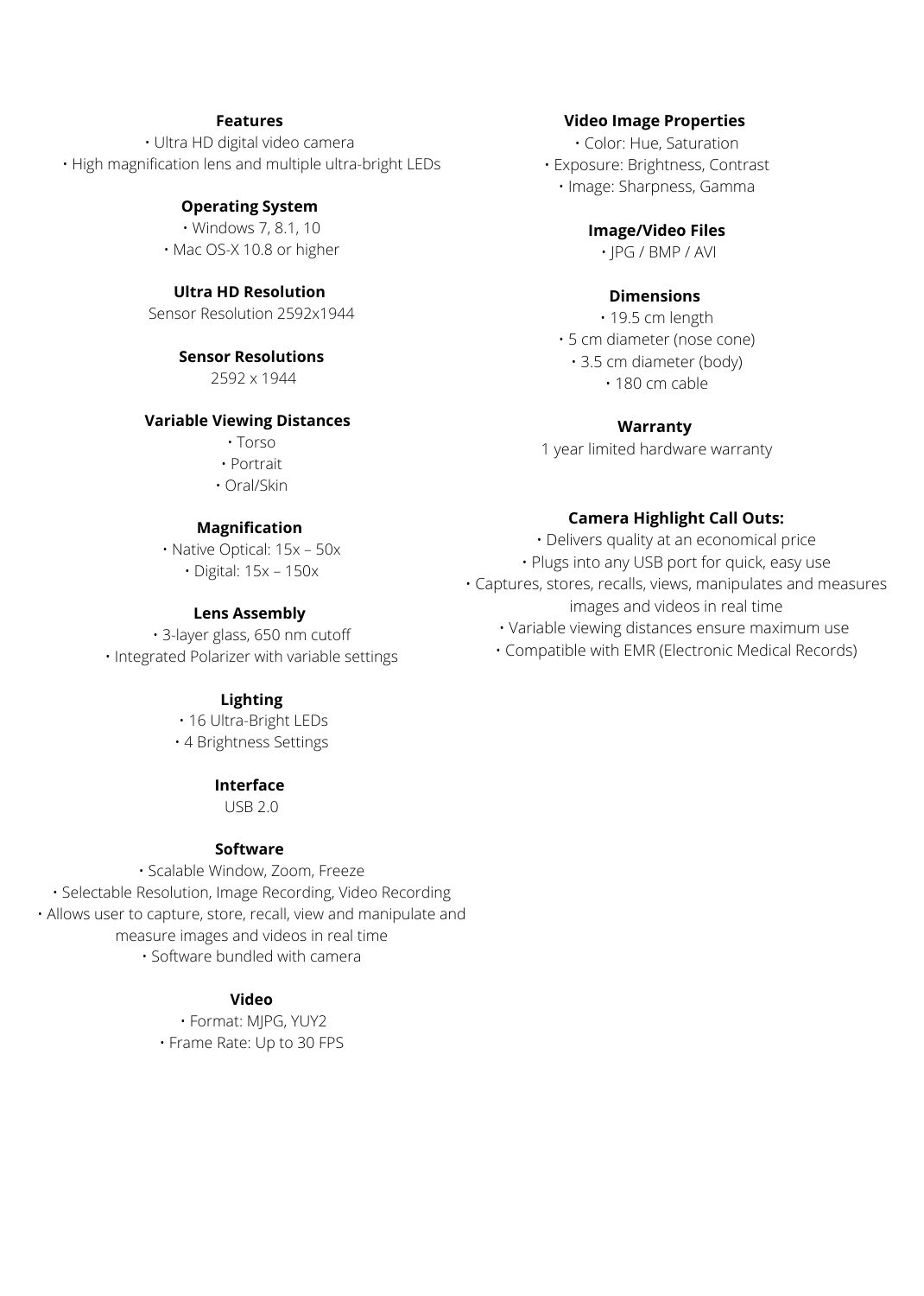### Features

- Ultra HD digital video camera
- High magnification lens and multiple ultra-bright LEDs

### Operating System

- Windows 7, 8.1, 10
- Mac OS-X 10.8 or higher

### Ultra HD Resolution

Sensor Resolution 2592x1944

### Sensor Resolutions

2592 x 1944

### Variable Viewing Distances

- Torso
- Portrait
- Oral/Skin

### Magnification

- Native Optical: 15x – 50x
- Digital: 15x – 150x

### Lens Assembly

- 3-layer glass, 650 nm cutoff
- Integrated Polarizer with variable settings

### Lighting

- 16 Ultra-Bright LEDs
- 4 Brightness Settings

### Interface

USB 2.0

### Software

- Scalable Window, Zoom, Freeze
- Selectable Resolution, Image Recording, Video Recording
- Allows user to capture, store, recall, view and manipulate and measure images and videos in real time
- Software bundled with camera

### Video

- Format: MJPG, YUY2
- Frame Rate: Up to 30 FPS

### Video Image Properties

- Color: Hue, Saturation
- Exposure: Brightness, Contrast
- Image: Sharpness, Gamma

### Image/Video Files

- JPG / BMP / AVI

### Dimensions

- 19.5 cm length
- 5 cm diameter (nose cone)
- 3.5 cm diameter (body)
- 180 cm cable

### Warranty

1 year limited hardware warranty

### Camera Highlight Call Outs:

- Delivers quality at an economical price
- Plugs into any USB port for quick, easy use
- Captures, stores, recalls, views, manipulates and measures images and videos in real time
- Variable viewing distances ensure maximum use
- Compatible with EMR (Electronic Medical Records)